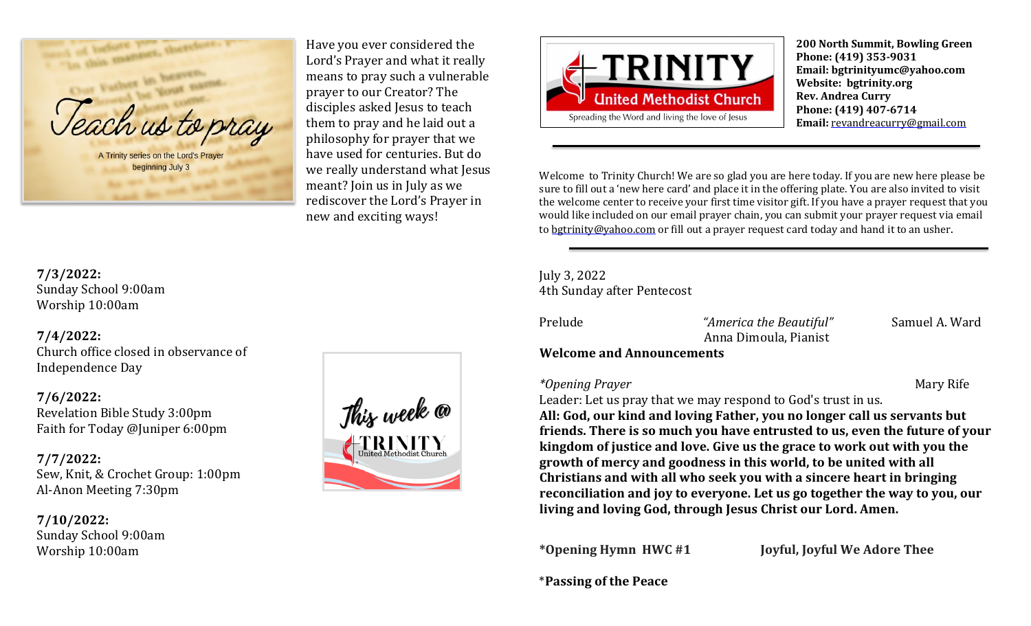Teach us to pray

A Trinity series on the Lord's Prayer beginning July 3

Have you ever considered the Lord's Prayer and what it really means to pray such a vulnerable prayer to our Creator? The disciples asked Jesus to teach them to pray and he laid out a philosophy for prayer that we have used for centuries. But do we really understand what Jesus meant? Join us in July as we rediscover the Lord's Prayer in new and exciting ways!

**7/3/2022:**
Sunday School 9:00am
Worship 10:00am

**7/4/2022:**
Church office closed in observance of Independence Day

**7/6/2022:**
Revelation Bible Study 3:00pm
Faith for Today @Juniper 6:00pm

**7/7/2022:**
Sew, Knit, & Crochet Group: 1:00pm
Al-Anon Meeting 7:30pm

**7/10/2022:**
Sunday School 9:00am
Worship 10:00am

This week @ TRINITY United Methodist Church

TRINITY United Methodist Church
Spreading the Word and living the love of Jesus

**200 North Summit, Bowling Green**
**Phone: (419) 353-9031**
**Email: bgtrinityumc@yahoo.com**
**Website: bgtrinity.org**
**Rev. Andrea Curry**
**Phone: (419) 407-6714**
**Email:** revandreacurry@gmail.com

---

Welcome to Trinity Church! We are so glad you are here today. If you are new here please be sure to fill out a 'new here card' and place it in the offering plate. You are also invited to visit the welcome center to receive your first time visitor gift. If you have a prayer request that you would like included on our email prayer chain, you can submit your prayer request via email to bgtrinity@yahoo.com or fill out a prayer request card today and hand it to an usher.

---

July 3, 2022
4th Sunday after Pentecost

Prelude *"America the Beautiful"* Samuel A. Ward
Anna Dimoula, Pianist

**Welcome and Announcements**

*\*Opening Prayer* Mary Rife

Leader: Let us pray that we may respond to God's trust in us.

**All: God, our kind and loving Father, you no longer call us servants but friends. There is so much you have entrusted to us, even the future of your kingdom of justice and love. Give us the grace to work out with you the growth of mercy and goodness in this world, to be united with all Christians and with all who seek you with a sincere heart in bringing reconciliation and joy to everyone. Let us go together the way to you, our living and loving God, through Jesus Christ our Lord. Amen.**

**\*Opening Hymn HWC #1 Joyful, Joyful We Adore Thee**

\***Passing of the Peace**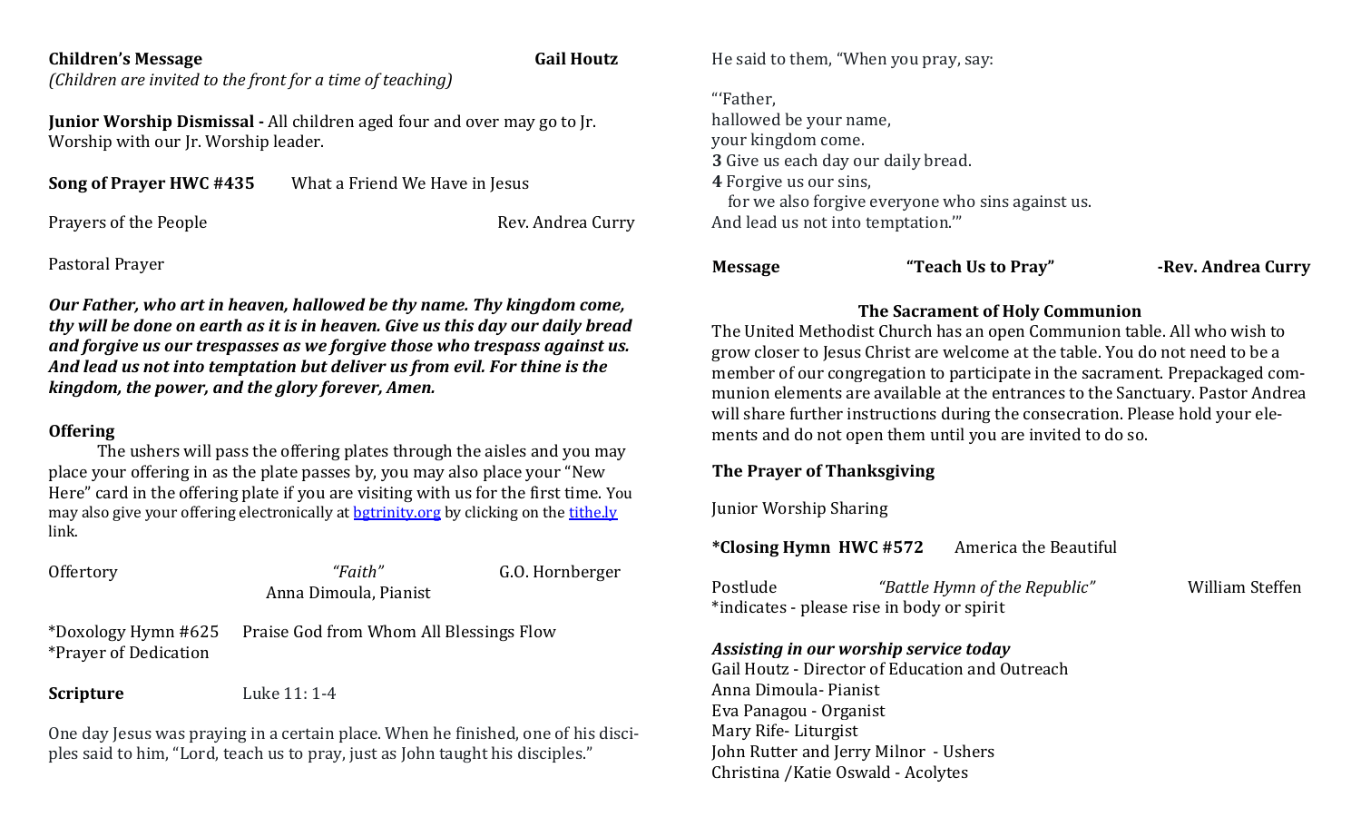**Children's Message** **Gail Houtz**

*(Children are invited to the front for a time of teaching)*

**Junior Worship Dismissal -** All children aged four and over may go to Jr. Worship with our Jr. Worship leader.

**Song of Prayer HWC #435** What a Friend We Have in Jesus

Prayers of the People Rev. Andrea Curry

Pastoral Prayer

***Our Father, who art in heaven, hallowed be thy name. Thy kingdom come, thy will be done on earth as it is in heaven. Give us this day our daily bread and forgive us our trespasses as we forgive those who trespass against us. And lead us not into temptation but deliver us from evil. For thine is the kingdom, the power, and the glory forever, Amen.***

**Offering**

The ushers will pass the offering plates through the aisles and you may place your offering in as the plate passes by, you may also place your "New Here" card in the offering plate if you are visiting with us for the first time. You may also give your offering electronically at bgtrinity.org by clicking on the tithe.ly link.

Offertory *"Faith"* G.O. Hornberger
Anna Dimoula, Pianist

*Doxology Hymn #625 Praise God from Whom All Blessings Flow
*Prayer of Dedication

**Scripture** Luke 11: 1-4

One day Jesus was praying in a certain place. When he finished, one of his disciples said to him, "Lord, teach us to pray, just as John taught his disciples."

He said to them, "When you pray, say:

"'Father,
hallowed be your name,
your kingdom come.
**3** Give us each day our daily bread.
**4** Forgive us our sins,
for we also forgive everyone who sins against us.
And lead us not into temptation.'"

**Message** **"Teach Us to Pray"** **-Rev. Andrea Curry**

**The Sacrament of Holy Communion**

The United Methodist Church has an open Communion table. All who wish to grow closer to Jesus Christ are welcome at the table. You do not need to be a member of our congregation to participate in the sacrament. Prepackaged communion elements are available at the entrances to the Sanctuary. Pastor Andrea will share further instructions during the consecration. Please hold your elements and do not open them until you are invited to do so.

**The Prayer of Thanksgiving**

Junior Worship Sharing

***Closing Hymn HWC #572** America the Beautiful

Postlude *"Battle Hymn of the Republic"* William Steffen

*indicates - please rise in body or spirit

***Assisting in our worship service today***

Gail Houtz - Director of Education and Outreach
Anna Dimoula- Pianist
Eva Panagou - Organist
Mary Rife- Liturgist
John Rutter and Jerry Milnor - Ushers
Christina /Katie Oswald - Acolytes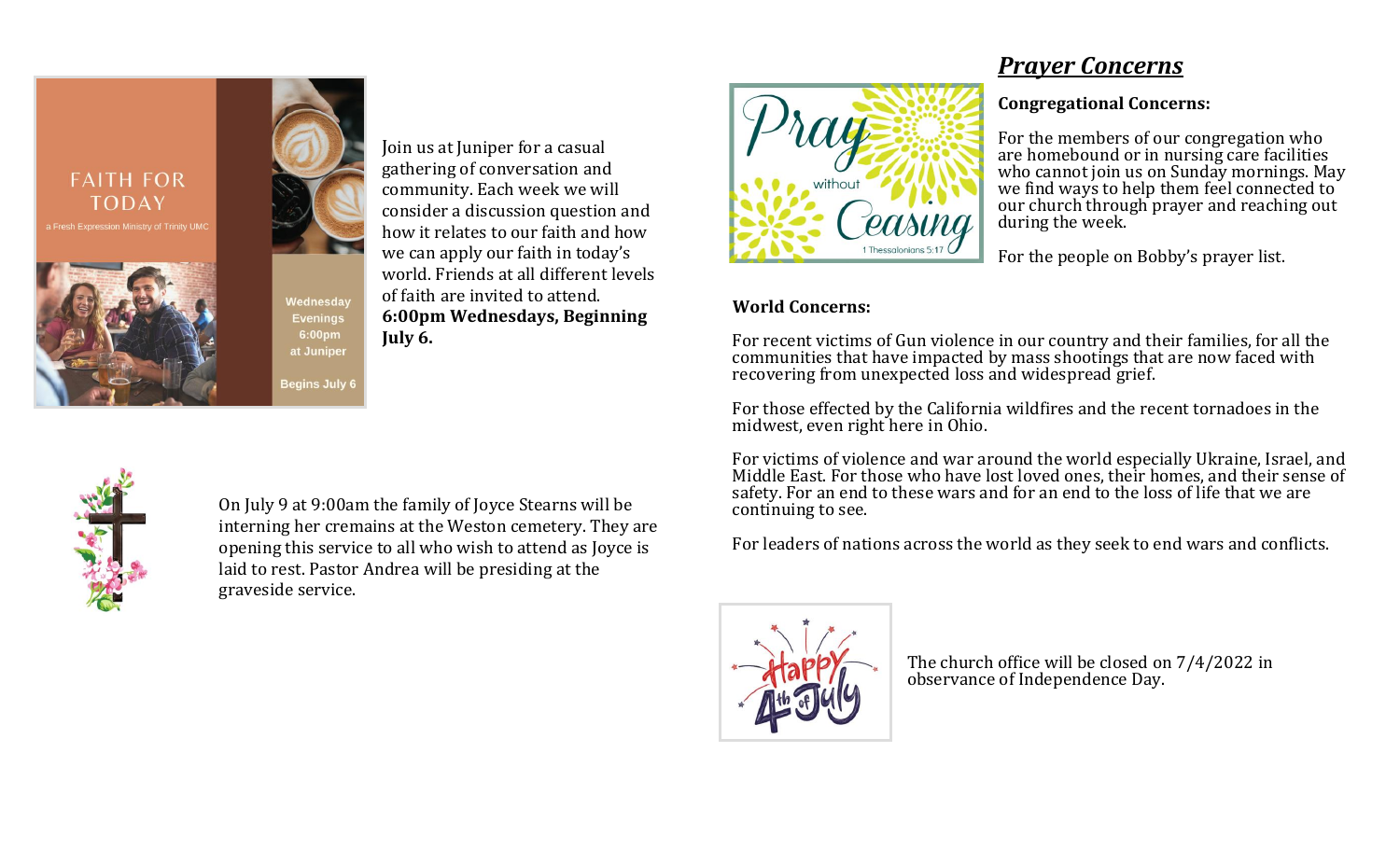Join us at Juniper for a casual gathering of conversation and community. Each week we will consider a discussion question and how it relates to our faith and how we can apply our faith in today's world. Friends at all different levels of faith are invited to attend. **6:00pm Wednesdays, Beginning July 6.**

On July 9 at 9:00am the family of Joyce Stearns will be interning her cremains at the Weston cemetery. They are opening this service to all who wish to attend as Joyce is laid to rest. Pastor Andrea will be presiding at the graveside service.

## ***Prayer Concerns***

**Congregational Concerns:**

For the members of our congregation who are homebound or in nursing care facilities who cannot join us on Sunday mornings. May we find ways to help them feel connected to our church through prayer and reaching out during the week.

For the people on Bobby's prayer list.

**World Concerns:**

For recent victims of Gun violence in our country and their families, for all the communities that have impacted by mass shootings that are now faced with recovering from unexpected loss and widespread grief.

For those effected by the California wildfires and the recent tornadoes in the midwest, even right here in Ohio.

For victims of violence and war around the world especially Ukraine, Israel, and Middle East. For those who have lost loved ones, their homes, and their sense of safety. For an end to these wars and for an end to the loss of life that we are continuing to see.

For leaders of nations across the world as they seek to end wars and conflicts.

The church office will be closed on 7/4/2022 in observance of Independence Day.